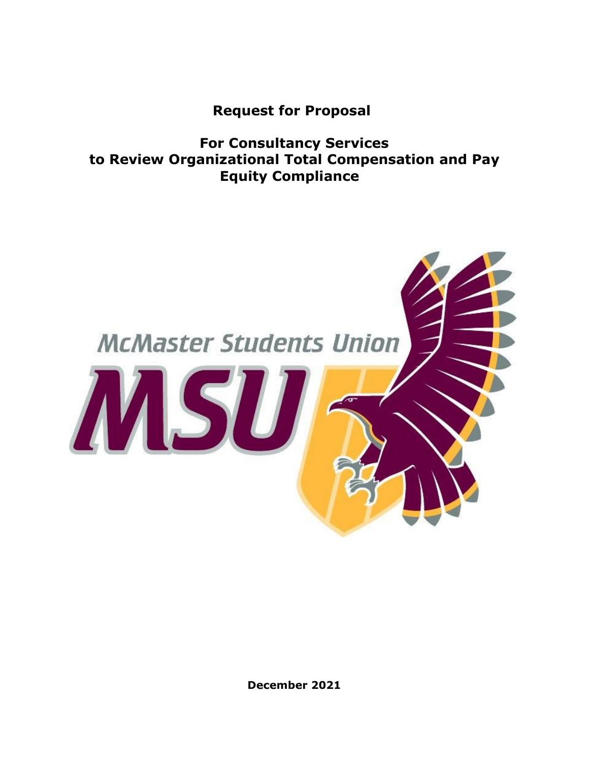# Request for Proposal

## For Consultancy Services to Review Organizational Total Compensation and Pay Equity Compliance

McMaster Students Union

MSU

**December 2021**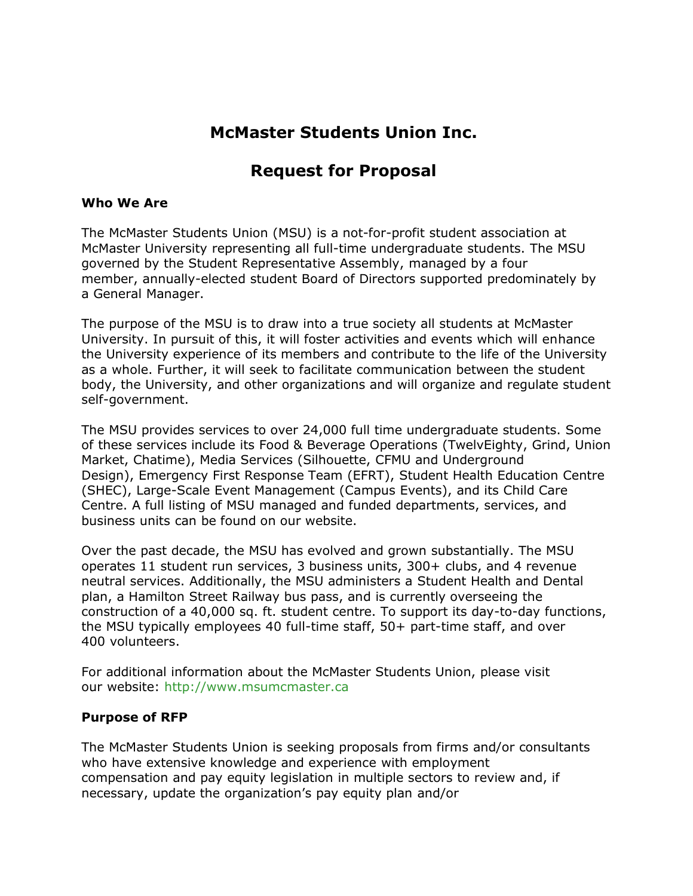# McMaster Students Union Inc.

# Request for Proposal

### Who We Are

The McMaster Students Union (MSU) is a not-for-profit student association at McMaster University representing all full-time undergraduate students. The MSU governed by the Student Representative Assembly, managed by a four member, annually-elected student Board of Directors supported predominately by a General Manager.

The purpose of the MSU is to draw into a true society all students at McMaster University. In pursuit of this, it will foster activities and events which will enhance the University experience of its members and contribute to the life of the University as a whole. Further, it will seek to facilitate communication between the student body, the University, and other organizations and will organize and regulate student self-government.

The MSU provides services to over 24,000 full time undergraduate students. Some of these services include its Food & Beverage Operations (TwelvEighty, Grind, Union Market, Chatime), Media Services (Silhouette, CFMU and Underground Design), Emergency First Response Team (EFRT), Student Health Education Centre (SHEC), Large-Scale Event Management (Campus Events), and its Child Care Centre. A full listing of MSU managed and funded departments, services, and business units can be found on our website.

Over the past decade, the MSU has evolved and grown substantially. The MSU operates 11 student run services, 3 business units, 300+ clubs, and 4 revenue neutral services. Additionally, the MSU administers a Student Health and Dental plan, a Hamilton Street Railway bus pass, and is currently overseeing the construction of a 40,000 sq. ft. student centre. To support its day-to-day functions, the MSU typically employees 40 full-time staff, 50+ part-time staff, and over 400 volunteers.

For additional information about the McMaster Students Union, please visit our website: http://www.msumcmaster.ca

### Purpose of RFP

The McMaster Students Union is seeking proposals from firms and/or consultants who have extensive knowledge and experience with employment compensation and pay equity legislation in multiple sectors to review and, if necessary, update the organization's pay equity plan and/or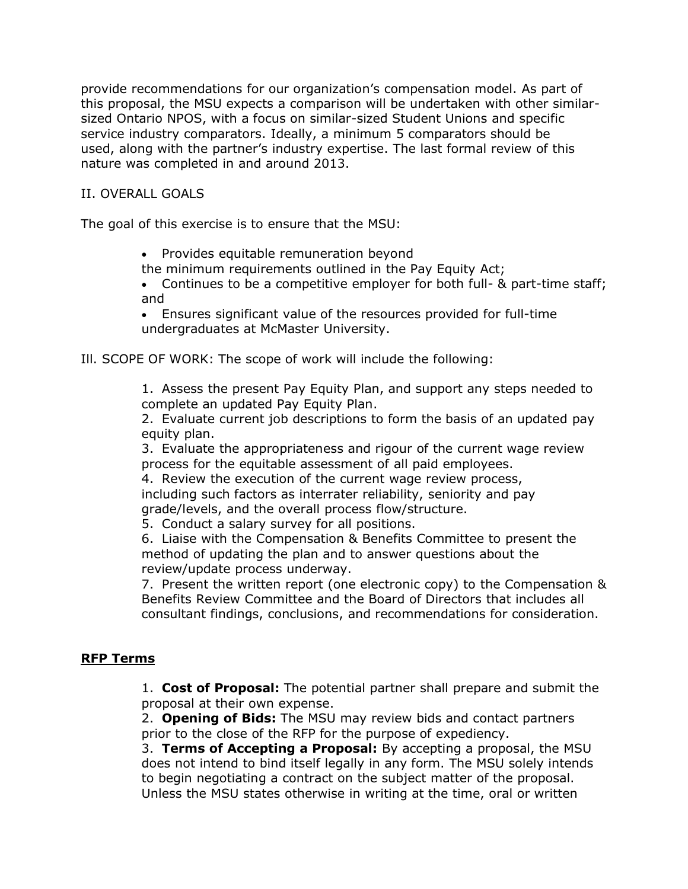provide recommendations for our organization's compensation model. As part of this proposal, the MSU expects a comparison will be undertaken with other similar-sized Ontario NPOS, with a focus on similar-sized Student Unions and specific service industry comparators. Ideally, a minimum 5 comparators should be used, along with the partner's industry expertise. The last formal review of this nature was completed in and around 2013.

II. OVERALL GOALS

The goal of this exercise is to ensure that the MSU:

- Provides equitable remuneration beyond the minimum requirements outlined in the Pay Equity Act;
- Continues to be a competitive employer for both full- & part-time staff; and
- Ensures significant value of the resources provided for full-time undergraduates at McMaster University.

Ill. SCOPE OF WORK: The scope of work will include the following:

1. Assess the present Pay Equity Plan, and support any steps needed to complete an updated Pay Equity Plan.
2. Evaluate current job descriptions to form the basis of an updated pay equity plan.
3. Evaluate the appropriateness and rigour of the current wage review process for the equitable assessment of all paid employees.
4. Review the execution of the current wage review process, including such factors as interrater reliability, seniority and pay grade/levels, and the overall process flow/structure.
5. Conduct a salary survey for all positions.
6. Liaise with the Compensation & Benefits Committee to present the method of updating the plan and to answer questions about the review/update process underway.
7. Present the written report (one electronic copy) to the Compensation & Benefits Review Committee and the Board of Directors that includes all consultant findings, conclusions, and recommendations for consideration.

## RFP Terms

1. **Cost of Proposal:** The potential partner shall prepare and submit the proposal at their own expense.
2. **Opening of Bids:** The MSU may review bids and contact partners prior to the close of the RFP for the purpose of expediency.
3. **Terms of Accepting a Proposal:** By accepting a proposal, the MSU does not intend to bind itself legally in any form. The MSU solely intends to begin negotiating a contract on the subject matter of the proposal. Unless the MSU states otherwise in writing at the time, oral or written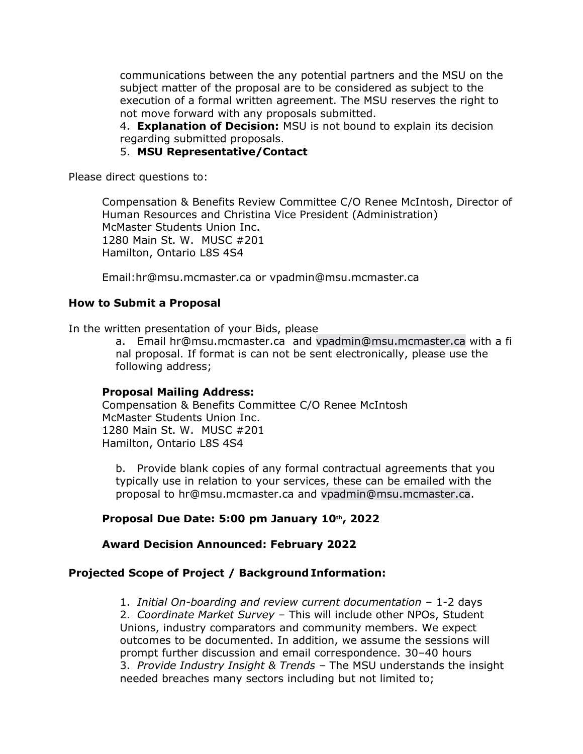communications between the any potential partners and the MSU on the subject matter of the proposal are to be considered as subject to the execution of a formal written agreement. The MSU reserves the right to not move forward with any proposals submitted.

4. **Explanation of Decision:** MSU is not bound to explain its decision regarding submitted proposals.
5. **MSU Representative/Contact**

Please direct questions to:

Compensation & Benefits Review Committee C/O Renee McIntosh, Director of Human Resources and Christina Vice President (Administration)
McMaster Students Union Inc.
1280 Main St. W. MUSC #201
Hamilton, Ontario L8S 4S4

Email:hr@msu.mcmaster.ca or vpadmin@msu.mcmaster.ca

**How to Submit a Proposal**

In the written presentation of your Bids, please

a. Email hr@msu.mcmaster.ca and vpadmin@msu.mcmaster.ca with a final proposal. If format is can not be sent electronically, please use the following address;

**Proposal Mailing Address:**
Compensation & Benefits Committee C/O Renee McIntosh
McMaster Students Union Inc.
1280 Main St. W. MUSC #201
Hamilton, Ontario L8S 4S4

b. Provide blank copies of any formal contractual agreements that you typically use in relation to your services, these can be emailed with the proposal to hr@msu.mcmaster.ca and vpadmin@msu.mcmaster.ca.

**Proposal Due Date: 5:00 pm January 10th, 2022**

**Award Decision Announced: February 2022**

**Projected Scope of Project / Background Information:**

1. *Initial On-boarding and review current documentation* – 1-2 days
2. *Coordinate Market Survey* – This will include other NPOs, Student Unions, industry comparators and community members. We expect outcomes to be documented. In addition, we assume the sessions will prompt further discussion and email correspondence. 30–40 hours
3. *Provide Industry Insight & Trends* – The MSU understands the insight needed breaches many sectors including but not limited to;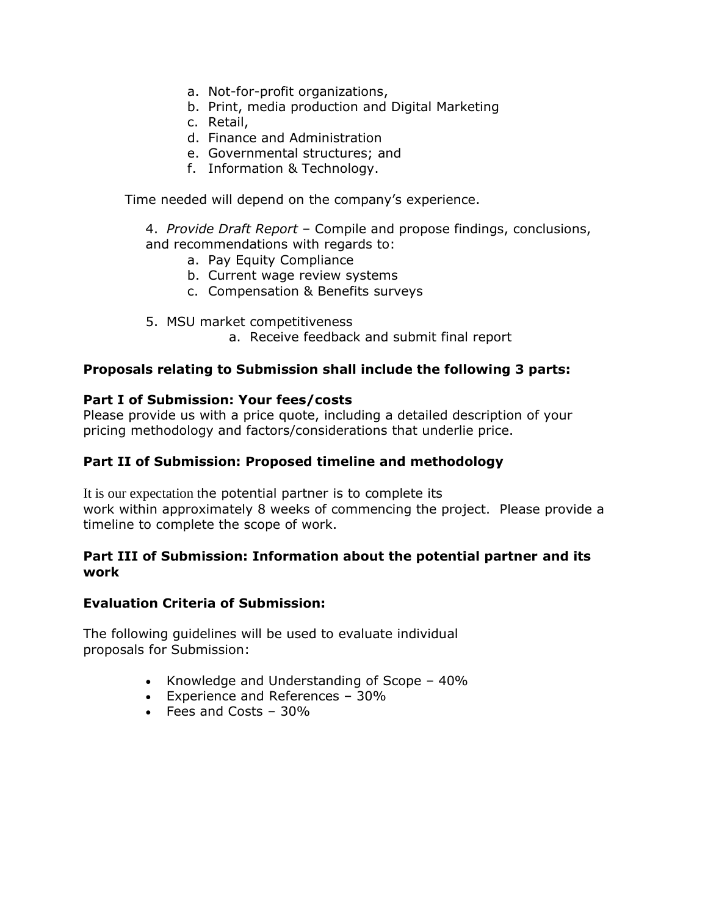a. Not-for-profit organizations,
b. Print, media production and Digital Marketing
c. Retail,
d. Finance and Administration
e. Governmental structures; and
f. Information & Technology.

Time needed will depend on the company's experience.

4. *Provide Draft Report* – Compile and propose findings, conclusions, and recommendations with regards to:
   a. Pay Equity Compliance
   b. Current wage review systems
   c. Compensation & Benefits surveys

5. MSU market competitiveness
   a. Receive feedback and submit final report

**Proposals relating to Submission shall include the following 3 parts:**

**Part I of Submission: Your fees/costs**
Please provide us with a price quote, including a detailed description of your pricing methodology and factors/considerations that underlie price.

**Part II of Submission: Proposed timeline and methodology**

It is our expectation the potential partner is to complete its work within approximately 8 weeks of commencing the project. Please provide a timeline to complete the scope of work.

**Part III of Submission: Information about the potential partner and its work**

**Evaluation Criteria of Submission:**

The following guidelines will be used to evaluate individual proposals for Submission:

- Knowledge and Understanding of Scope – 40%
- Experience and References – 30%
- Fees and Costs – 30%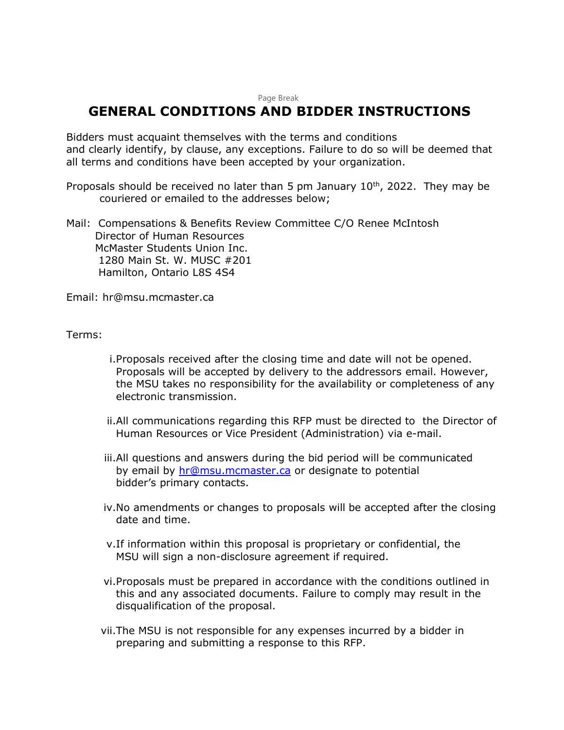Page Break

# GENERAL CONDITIONS AND BIDDER INSTRUCTIONS

Bidders must acquaint themselves with the terms and conditions and clearly identify, by clause, any exceptions. Failure to do so will be deemed that all terms and conditions have been accepted by your organization.

Proposals should be received no later than 5 pm January 10th, 2022. They may be couriered or emailed to the addresses below;

Mail: Compensations & Benefits Review Committee C/O Renee McIntosh
Director of Human Resources
McMaster Students Union Inc.
1280 Main St. W. MUSC #201
Hamilton, Ontario L8S 4S4

Email: hr@msu.mcmaster.ca

Terms:

i. Proposals received after the closing time and date will not be opened. Proposals will be accepted by delivery to the addressors email. However, the MSU takes no responsibility for the availability or completeness of any electronic transmission.

ii. All communications regarding this RFP must be directed to the Director of Human Resources or Vice President (Administration) via e-mail.

iii. All questions and answers during the bid period will be communicated by email by hr@msu.mcmaster.ca or designate to potential bidder's primary contacts.

iv. No amendments or changes to proposals will be accepted after the closing date and time.

v. If information within this proposal is proprietary or confidential, the MSU will sign a non-disclosure agreement if required.

vi. Proposals must be prepared in accordance with the conditions outlined in this and any associated documents. Failure to comply may result in the disqualification of the proposal.

vii. The MSU is not responsible for any expenses incurred by a bidder in preparing and submitting a response to this RFP.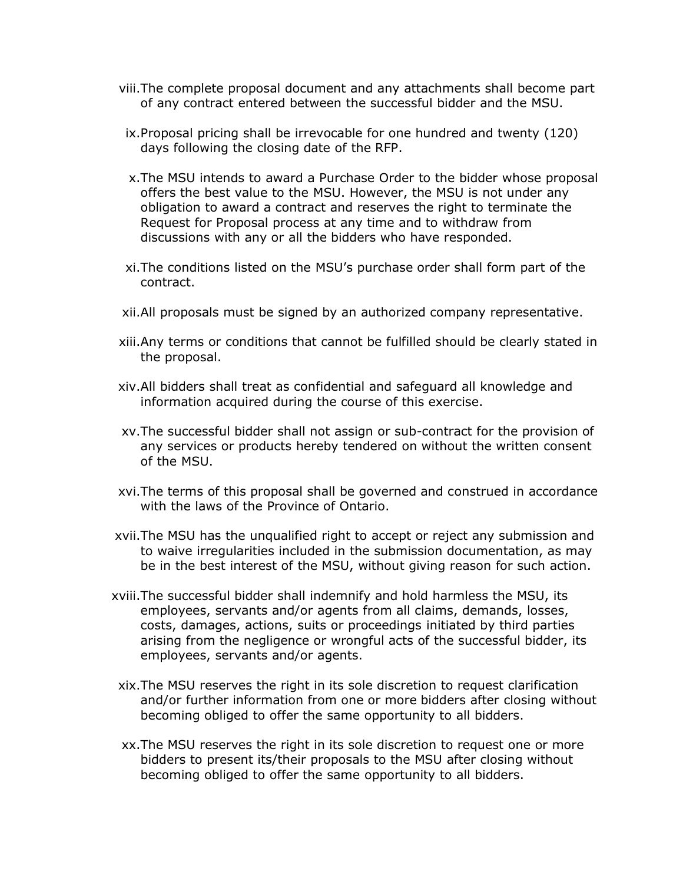viii. The complete proposal document and any attachments shall become part of any contract entered between the successful bidder and the MSU.

ix. Proposal pricing shall be irrevocable for one hundred and twenty (120) days following the closing date of the RFP.

x. The MSU intends to award a Purchase Order to the bidder whose proposal offers the best value to the MSU. However, the MSU is not under any obligation to award a contract and reserves the right to terminate the Request for Proposal process at any time and to withdraw from discussions with any or all the bidders who have responded.

xi. The conditions listed on the MSU's purchase order shall form part of the contract.

xii. All proposals must be signed by an authorized company representative.

xiii. Any terms or conditions that cannot be fulfilled should be clearly stated in the proposal.

xiv. All bidders shall treat as confidential and safeguard all knowledge and information acquired during the course of this exercise.

xv. The successful bidder shall not assign or sub-contract for the provision of any services or products hereby tendered on without the written consent of the MSU.

xvi. The terms of this proposal shall be governed and construed in accordance with the laws of the Province of Ontario.

xvii. The MSU has the unqualified right to accept or reject any submission and to waive irregularities included in the submission documentation, as may be in the best interest of the MSU, without giving reason for such action.

xviii. The successful bidder shall indemnify and hold harmless the MSU, its employees, servants and/or agents from all claims, demands, losses, costs, damages, actions, suits or proceedings initiated by third parties arising from the negligence or wrongful acts of the successful bidder, its employees, servants and/or agents.

xix. The MSU reserves the right in its sole discretion to request clarification and/or further information from one or more bidders after closing without becoming obliged to offer the same opportunity to all bidders.

xx. The MSU reserves the right in its sole discretion to request one or more bidders to present its/their proposals to the MSU after closing without becoming obliged to offer the same opportunity to all bidders.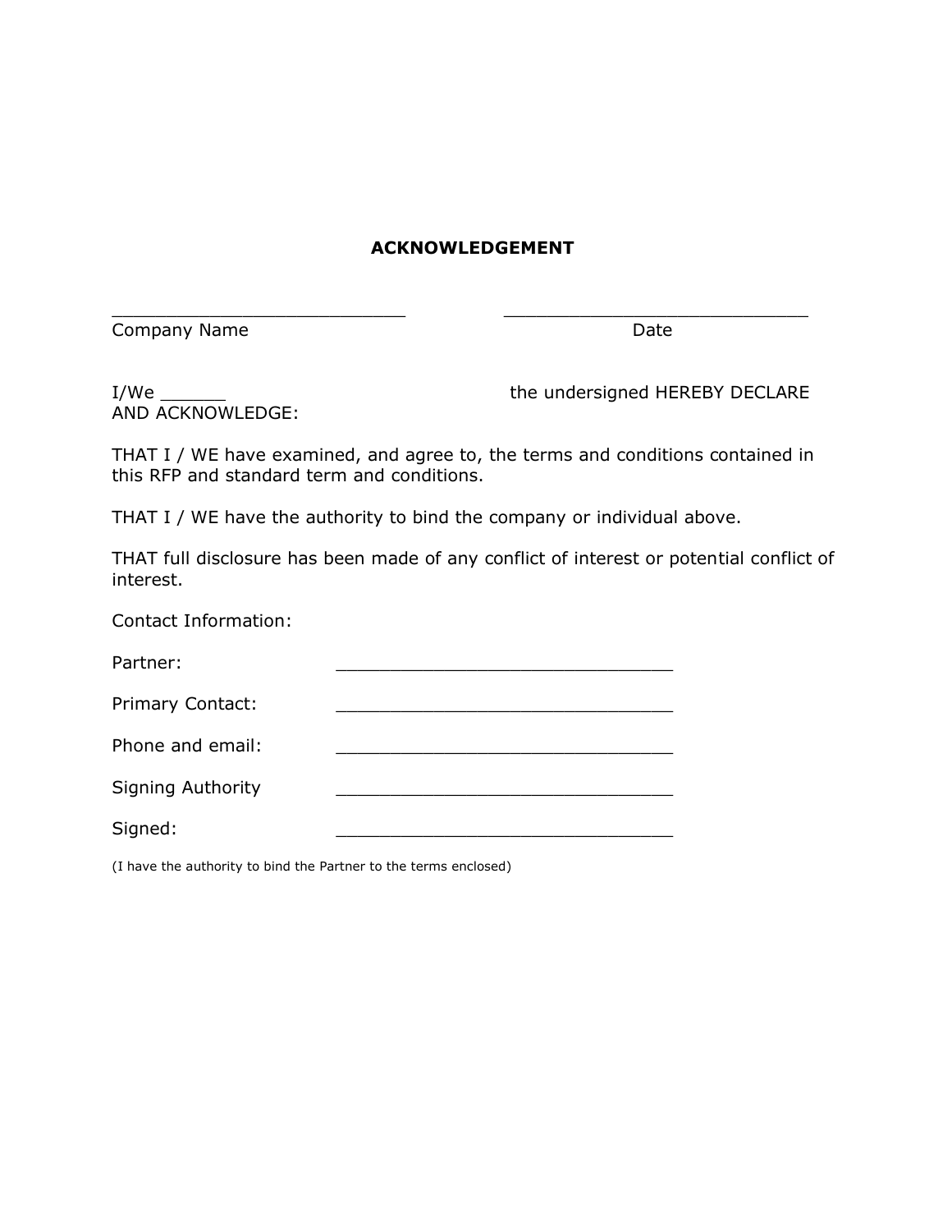## ACKNOWLEDGEMENT

___________________________ ____________________________

Company Name Date

I/We ______ the undersigned HEREBY DECLARE AND ACKNOWLEDGE:

THAT I / WE have examined, and agree to, the terms and conditions contained in this RFP and standard term and conditions.

THAT I / WE have the authority to bind the company or individual above.

THAT full disclosure has been made of any conflict of interest or potential conflict of interest.

Contact Information:

Partner: _______________________________

Primary Contact: _______________________________

Phone and email: _______________________________

Signing Authority _______________________________

Signed: _______________________________

(I have the authority to bind the Partner to the terms enclosed)